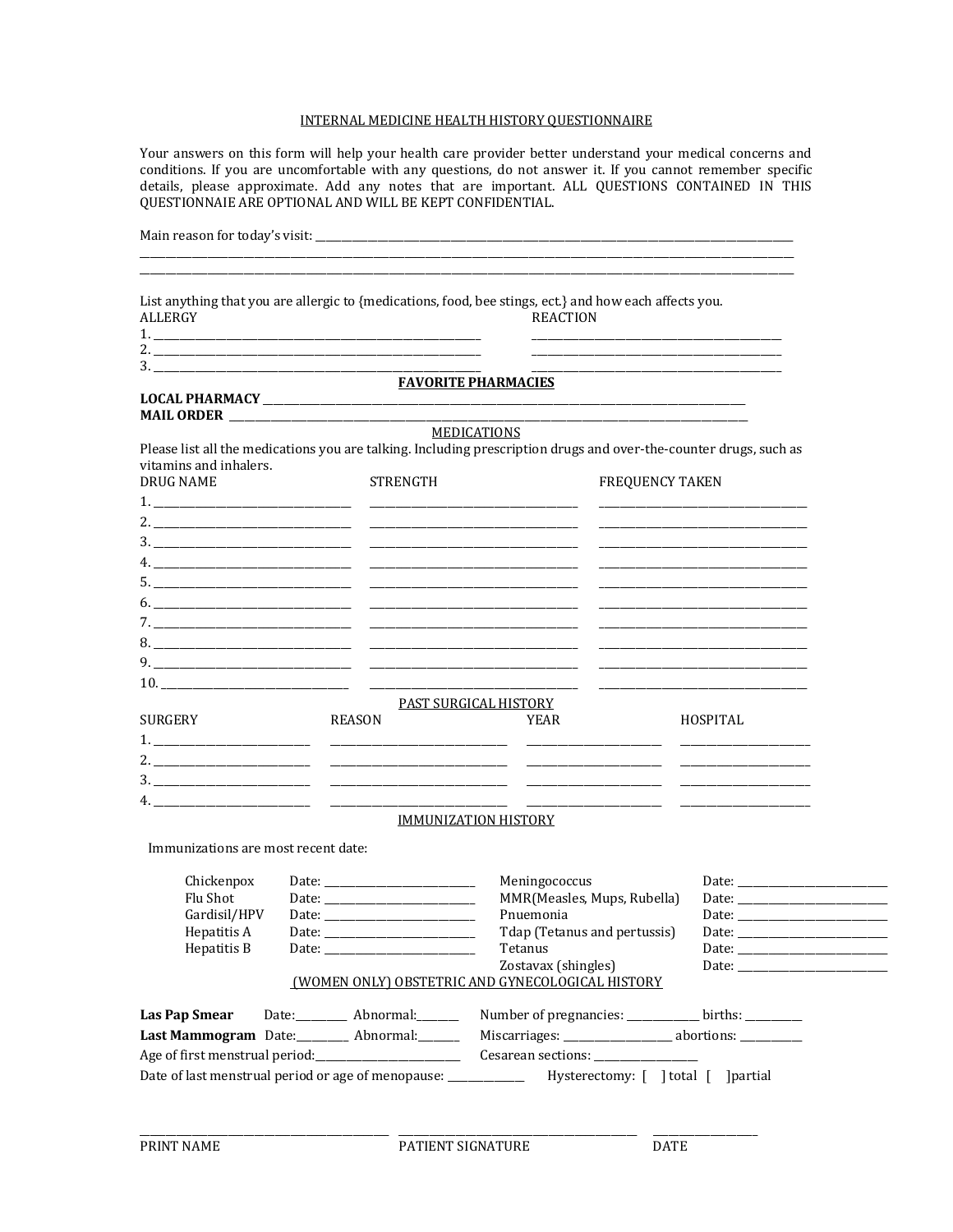# INTERNAL MEDICINE HEALTH HISTORY QUESTIONNAIRE

Your answers on this form will help your health care provider better understand your medical concerns and conditions. If you are uncomfortable with any questions, do not answer it. If you cannot remember specific details, please approximate. Add any notes that are important. ALL QUESTIONS CONTAINED IN THIS QUESTIONNAIE ARE OPTIONAL AND WILL BE KEPT CONFIDENTIAL.

Main reason for today's visit: ______________________________________________________________________________
______________________________________________________________________________________________________
______________________________________________________________________________________________________

List anything that you are allergic to {medications, food, bee stings, ect.} and how each affects you.

| ALLERGY | REACTION |
|---|---|
| 1. ____________________ | ____________________ |
| 2. ____________________ | ____________________ |
| 3. ____________________ | ____________________ |

## FAVORITE PHARMACIES

**LOCAL PHARMACY** ______________________________________________

**MAIL ORDER** ______________________________________________

## MEDICATIONS

Please list all the medications you are talking. Including prescription drugs and over-the-counter drugs, such as vitamins and inhalers.

| DRUG NAME | STRENGTH | FREQUENCY TAKEN |
|---|---|---|
| 1. ____________ | ____________ | ____________ |
| 2. ____________ | ____________ | ____________ |
| 3. ____________ | ____________ | ____________ |
| 4. ____________ | ____________ | ____________ |
| 5. ____________ | ____________ | ____________ |
| 6. ____________ | ____________ | ____________ |
| 7. ____________ | ____________ | ____________ |
| 8. ____________ | ____________ | ____________ |
| 9. ____________ | ____________ | ____________ |
| 10. ____________ | ____________ | ____________ |

## PAST SURGICAL HISTORY

| SURGERY | REASON | YEAR | HOSPITAL |
|---|---|---|---|
| 1. __________ | __________ | __________ | __________ |
| 2. __________ | __________ | __________ | __________ |
| 3. __________ | __________ | __________ | __________ |
| 4. __________ | __________ | __________ | __________ |

## IMMUNIZATION HISTORY

Immunizations are most recent date:

| | | | |
|---|---|---|---|
| Chickenpox | Date: __________ | Meningococcus | Date: __________ |
| Flu Shot | Date: __________ | MMR(Measles, Mups, Rubella) | Date: __________ |
| Gardisil/HPV | Date: __________ | Pnuemonia | Date: __________ |
| Hepatitis A | Date: __________ | Tdap (Tetanus and pertussis) | Date: __________ |
| Hepatitis B | Date: __________ | Tetanus | Date: __________ |
| | | Zostavax (shingles) | Date: __________ |

## (WOMEN ONLY) OBSTETRIC AND GYNECOLOGICAL HISTORY

**Las Pap Smear** Date:_________ Abnormal:_______  Number of pregnancies: ____________ births: __________

**Last Mammogram** Date:_________ Abnormal:_______  Miscarriages: ___________________ abortions: ___________

Age of first menstrual period:_________________________  Cesarean sections: __________________

Date of last menstrual period or age of menopause: ______________  Hysterectomy: [ ] total [ ]partial

| ____________________ | ____________________ | __________ |
|---|---|---|
| PRINT NAME | PATIENT SIGNATURE | DATE |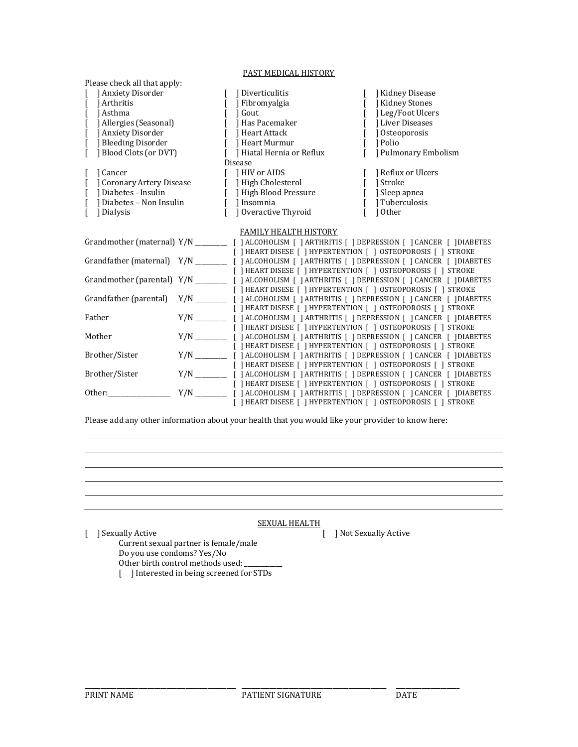## PAST MEDICAL HISTORY

Please check all that apply:

| | | |
|---|---|---|
| [ ] Anxiety Disorder | [ ] Diverticulitis | [ ] Kidney Disease |
| [ ] Arthritis | [ ] Fibromyalgia | [ ] Kidney Stones |
| [ ] Asthma | [ ] Gout | [ ] Leg/Foot Ulcers |
| [ ] Allergies (Seasonal) | [ ] Has Pacemaker | [ ] Liver Diseases |
| [ ] Anxiety Disorder | [ ] Heart Attack | [ ] Osteoporosis |
| [ ] Bleeding Disorder | [ ] Heart Murmur | [ ] Polio |
| [ ] Blood Clots (or DVT) | [ ] Hiatal Hernia or Reflux Disease | [ ] Pulmonary Embolism |
| [ ] Cancer | [ ] HIV or AIDS | [ ] Reflux or Ulcers |
| [ ] Coronary Artery Disease | [ ] High Cholesterol | [ ] Stroke |
| [ ] Diabetes –Insulin | [ ] High Blood Pressure | [ ] Sleep apnea |
| [ ] Diabetes – Non Insulin | [ ] Insomnia | [ ] Tuberculosis |
| [ ] Dialysis | [ ] Overactive Thyroid | [ ] Other |

## FAMILY HEALTH HISTORY

| | | |
|---|---|---|
| Grandmother (maternal) | Y/N ________ | [ ] ALCOHOLISM [ ] ARTHRITIS [ ] DEPRESSION [ ] CANCER [ ] DIABETES [ ] HEART DISESE [ ] HYPERTENTION [ ] OSTEOPOROSIS [ ] STROKE |
| Grandfather (maternal) | Y/N ________ | [ ] ALCOHOLISM [ ] ARTHRITIS [ ] DEPRESSION [ ] CANCER [ ] DIABETES [ ] HEART DISESE [ ] HYPERTENTION [ ] OSTEOPOROSIS [ ] STROKE |
| Grandmother (parental) | Y/N ________ | [ ] ALCOHOLISM [ ] ARTHRITIS [ ] DEPRESSION [ ] CANCER [ ] DIABETES [ ] HEART DISESE [ ] HYPERTENTION [ ] OSTEOPOROSIS [ ] STROKE |
| Grandfather (parental) | Y/N ________ | [ ] ALCOHOLISM [ ] ARTHRITIS [ ] DEPRESSION [ ] CANCER [ ] DIABETES [ ] HEART DISESE [ ] HYPERTENTION [ ] OSTEOPOROSIS [ ] STROKE |
| Father | Y/N ________ | [ ] ALCOHOLISM [ ] ARTHRITIS [ ] DEPRESSION [ ] CANCER [ ] DIABETES [ ] HEART DISESE [ ] HYPERTENTION [ ] OSTEOPOROSIS [ ] STROKE |
| Mother | Y/N ________ | [ ] ALCOHOLISM [ ] ARTHRITIS [ ] DEPRESSION [ ] CANCER [ ] DIABETES [ ] HEART DISESE [ ] HYPERTENTION [ ] OSTEOPOROSIS [ ] STROKE |
| Brother/Sister | Y/N ________ | [ ] ALCOHOLISM [ ] ARTHRITIS [ ] DEPRESSION [ ] CANCER [ ] DIABETES [ ] HEART DISESE [ ] HYPERTENTION [ ] OSTEOPOROSIS [ ] STROKE |
| Brother/Sister | Y/N ________ | [ ] ALCOHOLISM [ ] ARTHRITIS [ ] DEPRESSION [ ] CANCER [ ] DIABETES [ ] HEART DISESE [ ] HYPERTENTION [ ] OSTEOPOROSIS [ ] STROKE |
| Other:_________________ | Y/N ________ | [ ] ALCOHOLISM [ ] ARTHRITIS [ ] DEPRESSION [ ] CANCER [ ] DIABETES [ ] HEART DISESE [ ] HYPERTENTION [ ] OSTEOPOROSIS [ ] STROKE |

Please add any other information about your health that you would like your provider to know here:

______________________________________________________________________________

______________________________________________________________________________

______________________________________________________________________________

______________________________________________________________________________

______________________________________________________________________________

______________________________________________________________________________

## SEXUAL HEALTH

[ ] Sexually Active [ ] Not Sexually Active

- Current sexual partner is female/male
- Do you use condoms? Yes/No
- Other birth control methods used: ___________
- [ ] Interested in being screened for STDs

_____________________________ _____________________________ ______________

PRINT NAME PATIENT SIGNATURE DATE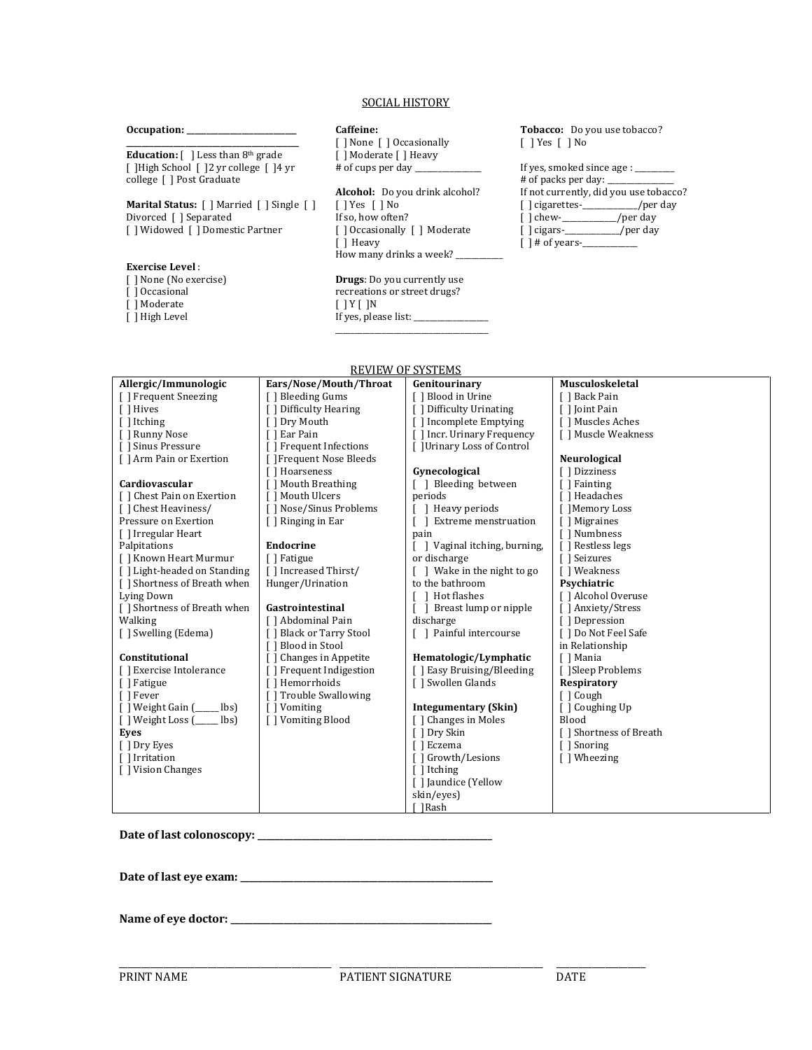## SOCIAL HISTORY

**Occupation:** ____________________________
________________________________________

**Education:** [ ] Less than 8th grade
[ ]High School [ ]2 yr college [ ]4 yr college [ ] Post Graduate

**Marital Status:** [ ] Married [ ] Single [ ] Divorced [ ] Separated
[ ] Widowed [ ] Domestic Partner

**Exercise Level** :
[ ] None (No exercise)
[ ] Occasional
[ ] Moderate
[ ] High Level

**Caffeine:**
[ ] None [ ] Occasionally
[ ] Moderate [ ] Heavy
# of cups per day ________________

**Alcohol:** Do you drink alcohol?
[ ] Yes [ ] No
If so, how often?
[ ] Occasionally [ ] Moderate
[ ] Heavy
How many drinks a week? ___________

**Drugs**: Do you currently use recreations or street drugs?
[ ] Y [ ]N
If yes, please list: _________________
____________________________________

**Tobacco:** Do you use tobacco?
[ ] Yes [ ] No

If yes, smoked since age : _________
# of packs per day: _______________
If not currently, did you use tobacco?
[ ] cigarettes-_____________/per day
[ ] chew-_____________/per day
[ ] cigars-_____________/per day
[ ] # of years-_____________

## REVIEW OF SYSTEMS

| | | | |
|---|---|---|---|
| **Allergic/Immunologic**<br>[ ] Frequent Sneezing<br>[ ] Hives<br>[ ] Itching<br>[ ] Runny Nose<br>[ ] Sinus Pressure<br>[ ] Arm Pain or Exertion<br><br>**Cardiovascular**<br>[ ] Chest Pain on Exertion<br>[ ] Chest Heaviness/ Pressure on Exertion<br>[ ] Irregular Heart Palpitations<br>[ ] Known Heart Murmur<br>[ ] Light-headed on Standing<br>[ ] Shortness of Breath when Lying Down<br>[ ] Shortness of Breath when Walking<br>[ ] Swelling (Edema)<br><br>**Constitutional**<br>[ ] Exercise Intolerance<br>[ ] Fatigue<br>[ ] Fever<br>[ ] Weight Gain (_____ lbs)<br>[ ] Weight Loss (_____ lbs)<br>**Eyes**<br>[ ] Dry Eyes<br>[ ] Irritation<br>[ ] Vision Changes | **Ears/Nose/Mouth/Throat**<br>[ ] Bleeding Gums<br>[ ] Difficulty Hearing<br>[ ] Dry Mouth<br>[ ] Ear Pain<br>[ ] Frequent Infections<br>[ ]Frequent Nose Bleeds<br>[ ] Hoarseness<br>[ ] Mouth Breathing<br>[ ] Mouth Ulcers<br>[ ] Nose/Sinus Problems<br>[ ] Ringing in Ear<br><br>**Endocrine**<br>[ ] Fatigue<br>[ ] Increased Thirst/ Hunger/Urination<br><br>**Gastrointestinal**<br>[ ] Abdominal Pain<br>[ ] Black or Tarry Stool<br>[ ] Blood in Stool<br>[ ] Changes in Appetite<br>[ ] Frequent Indigestion<br>[ ] Hemorrhoids<br>[ ] Trouble Swallowing<br>[ ] Vomiting<br>[ ] Vomiting Blood | **Genitourinary**<br>[ ] Blood in Urine<br>[ ] Difficulty Urinating<br>[ ] Incomplete Emptying<br>[ ] Incr. Urinary Frequency<br>[ ]Urinary Loss of Control<br><br>**Gynecological**<br>[ ] Bleeding between periods<br>[ ] Heavy periods<br>[ ] Extreme menstruation pain<br>[ ] Vaginal itching, burning, or discharge<br>[ ] Wake in the night to go to the bathroom<br>[ ] Hot flashes<br>[ ] Breast lump or nipple discharge<br>[ ] Painful intercourse<br><br>**Hematologic/Lymphatic**<br>[ ] Easy Bruising/Bleeding<br>[ ] Swollen Glands<br><br>**Integumentary (Skin)**<br>[ ] Changes in Moles<br>[ ] Dry Skin<br>[ ] Eczema<br>[ ] Growth/Lesions<br>[ ] Itching<br>[ ] Jaundice (Yellow skin/eyes)<br>[ ]Rash | **Musculoskeletal**<br>[ ] Back Pain<br>[ ] Joint Pain<br>[ ] Muscles Aches<br>[ ] Muscle Weakness<br><br>**Neurological**<br>[ ] Dizziness<br>[ ] Fainting<br>[ ] Headaches<br>[ ]Memory Loss<br>[ ] Migraines<br>[ ] Numbness<br>[ ] Restless legs<br>[ ] Seizures<br>[ ] Weakness<br>**Psychiatric**<br>[ ] Alcohol Overuse<br>[ ] Anxiety/Stress<br>[ ] Depression<br>[ ] Do Not Feel Safe in Relationship<br>[ ] Mania<br>[ ]Sleep Problems<br>**Respiratory**<br>[ ] Cough<br>[ ] Coughing Up Blood<br>[ ] Shortness of Breath<br>[ ] Snoring<br>[ ] Wheezing |

**Date of last colonoscopy:** ___________________________________________

**Date of last eye exam:** ___________________________________________

**Name of eye doctor:** ___________________________________________

______________________________ ______________________________ ______________

PRINT NAME PATIENT SIGNATURE DATE